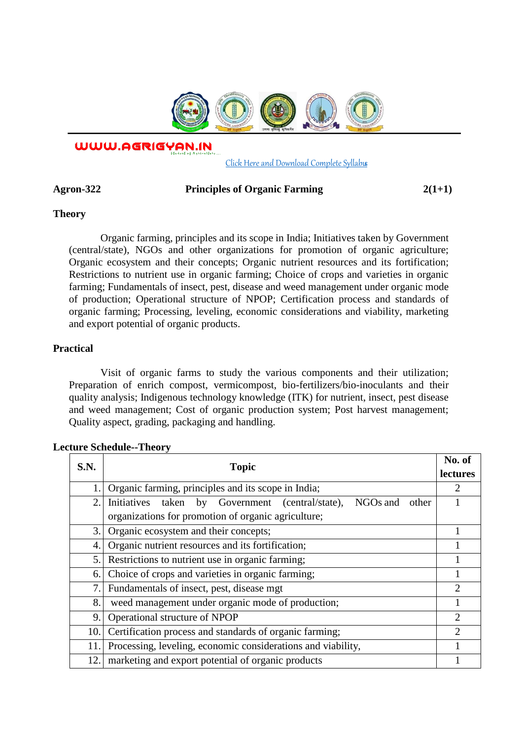WWW.AGRIGYAN.IN

Click Here and Download Complete Syllabus

**Agron-322** **Principles of Organic Farming** **2(1+1)**

## Theory

Organic farming, principles and its scope in India; Initiatives taken by Government (central/state), NGOs and other organizations for promotion of organic agriculture; Organic ecosystem and their concepts; Organic nutrient resources and its fortification; Restrictions to nutrient use in organic farming; Choice of crops and varieties in organic farming; Fundamentals of insect, pest, disease and weed management under organic mode of production; Operational structure of NPOP; Certification process and standards of organic farming; Processing, leveling, economic considerations and viability, marketing and export potential of organic products.

## Practical

Visit of organic farms to study the various components and their utilization; Preparation of enrich compost, vermicompost, bio-fertilizers/bio-inoculants and their quality analysis; Indigenous technology knowledge (ITK) for nutrient, insect, pest disease and weed management; Cost of organic production system; Post harvest management; Quality aspect, grading, packaging and handling.

## Lecture Schedule--Theory

| S.N. | Topic | No. of lectures |
|---|---|---|
| 1. | Organic farming, principles and its scope in India; | 2 |
| 2. | Initiatives taken by Government (central/state), NGOs and other organizations for promotion of organic agriculture; | 1 |
| 3. | Organic ecosystem and their concepts; | 1 |
| 4. | Organic nutrient resources and its fortification; | 1 |
| 5. | Restrictions to nutrient use in organic farming; | 1 |
| 6. | Choice of crops and varieties in organic farming; | 1 |
| 7. | Fundamentals of insect, pest, disease mgt | 2 |
| 8. | weed management under organic mode of production; | 1 |
| 9. | Operational structure of NPOP | 2 |
| 10. | Certification process and standards of organic farming; | 2 |
| 11. | Processing, leveling, economic considerations and viability, | 1 |
| 12. | marketing and export potential of organic products | 1 |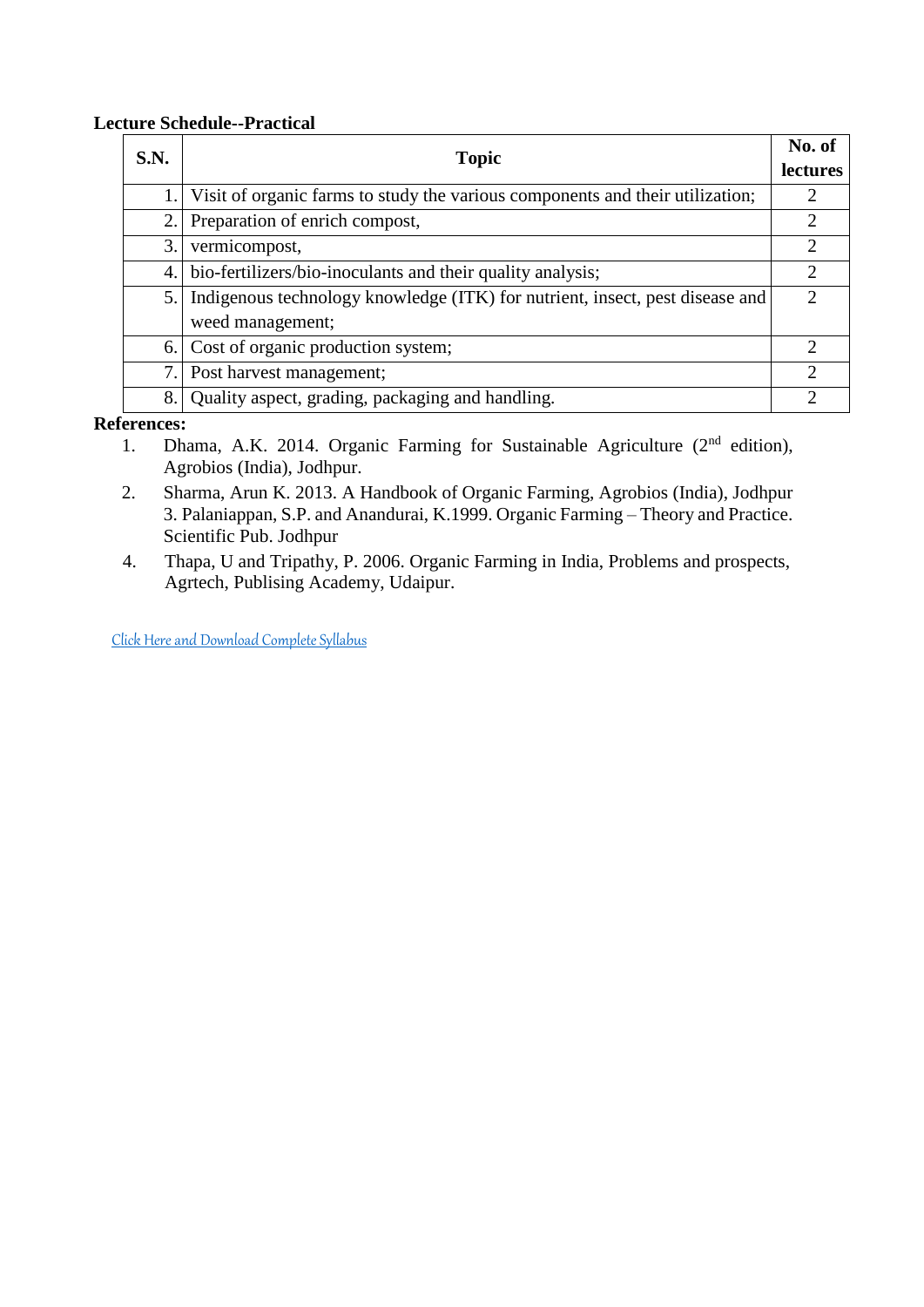**Lecture Schedule--Practical**

| S.N. | Topic | No. of lectures |
|---|---|---|
| 1. | Visit of organic farms to study the various components and their utilization; | 2 |
| 2. | Preparation of enrich compost, | 2 |
| 3. | vermicompost, | 2 |
| 4. | bio-fertilizers/bio-inoculants and their quality analysis; | 2 |
| 5. | Indigenous technology knowledge (ITK) for nutrient, insect, pest disease and weed management; | 2 |
| 6. | Cost of organic production system; | 2 |
| 7. | Post harvest management; | 2 |
| 8. | Quality aspect, grading, packaging and handling. | 2 |

**References:**

1. Dhama, A.K. 2014. Organic Farming for Sustainable Agriculture (2nd edition), Agrobios (India), Jodhpur.
2. Sharma, Arun K. 2013. A Handbook of Organic Farming, Agrobios (India), Jodhpur 3. Palaniappan, S.P. and Anandurai, K.1999. Organic Farming – Theory and Practice. Scientific Pub. Jodhpur
4. Thapa, U and Tripathy, P. 2006. Organic Farming in India, Problems and prospects, Agrtech, Publising Academy, Udaipur.

Click Here and Download Complete Syllabus